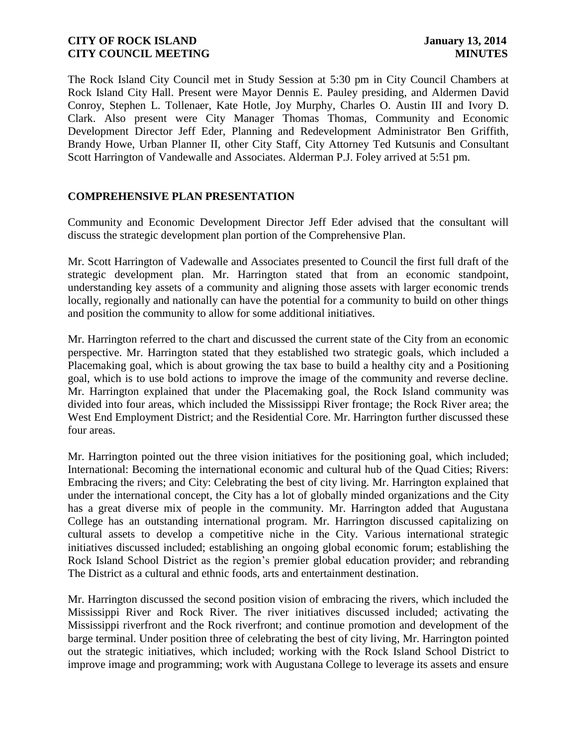The Rock Island City Council met in Study Session at 5:30 pm in City Council Chambers at Rock Island City Hall. Present were Mayor Dennis E. Pauley presiding, and Aldermen David Conroy, Stephen L. Tollenaer, Kate Hotle, Joy Murphy, Charles O. Austin III and Ivory D. Clark. Also present were City Manager Thomas Thomas, Community and Economic Development Director Jeff Eder, Planning and Redevelopment Administrator Ben Griffith, Brandy Howe, Urban Planner II, other City Staff, City Attorney Ted Kutsunis and Consultant Scott Harrington of Vandewalle and Associates. Alderman P.J. Foley arrived at 5:51 pm.

## COMPREHENSIVE PLAN PRESENTATION

Community and Economic Development Director Jeff Eder advised that the consultant will discuss the strategic development plan portion of the Comprehensive Plan.

Mr. Scott Harrington of Vadewalle and Associates presented to Council the first full draft of the strategic development plan. Mr. Harrington stated that from an economic standpoint, understanding key assets of a community and aligning those assets with larger economic trends locally, regionally and nationally can have the potential for a community to build on other things and position the community to allow for some additional initiatives.

Mr. Harrington referred to the chart and discussed the current state of the City from an economic perspective. Mr. Harrington stated that they established two strategic goals, which included a Placemaking goal, which is about growing the tax base to build a healthy city and a Positioning goal, which is to use bold actions to improve the image of the community and reverse decline. Mr. Harrington explained that under the Placemaking goal, the Rock Island community was divided into four areas, which included the Mississippi River frontage; the Rock River area; the West End Employment District; and the Residential Core. Mr. Harrington further discussed these four areas.

Mr. Harrington pointed out the three vision initiatives for the positioning goal, which included; International: Becoming the international economic and cultural hub of the Quad Cities; Rivers: Embracing the rivers; and City: Celebrating the best of city living. Mr. Harrington explained that under the international concept, the City has a lot of globally minded organizations and the City has a great diverse mix of people in the community. Mr. Harrington added that Augustana College has an outstanding international program. Mr. Harrington discussed capitalizing on cultural assets to develop a competitive niche in the City. Various international strategic initiatives discussed included; establishing an ongoing global economic forum; establishing the Rock Island School District as the region's premier global education provider; and rebranding The District as a cultural and ethnic foods, arts and entertainment destination.

Mr. Harrington discussed the second position vision of embracing the rivers, which included the Mississippi River and Rock River. The river initiatives discussed included; activating the Mississippi riverfront and the Rock riverfront; and continue promotion and development of the barge terminal. Under position three of celebrating the best of city living, Mr. Harrington pointed out the strategic initiatives, which included; working with the Rock Island School District to improve image and programming; work with Augustana College to leverage its assets and ensure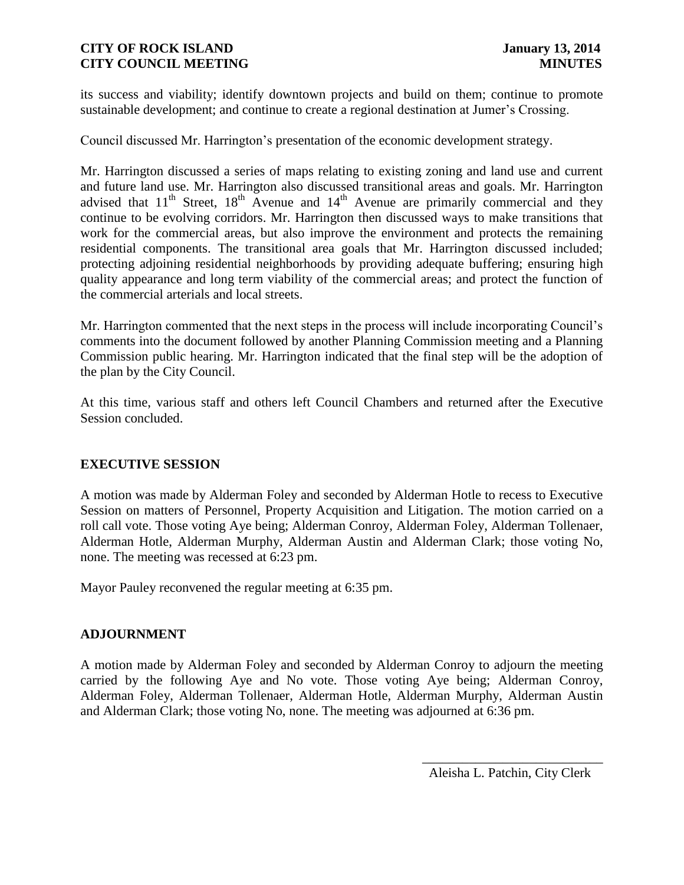its success and viability; identify downtown projects and build on them; continue to promote sustainable development; and continue to create a regional destination at Jumer's Crossing.

Council discussed Mr. Harrington's presentation of the economic development strategy.

Mr. Harrington discussed a series of maps relating to existing zoning and land use and current and future land use. Mr. Harrington also discussed transitional areas and goals. Mr. Harrington advised that 11th Street, 18th Avenue and 14th Avenue are primarily commercial and they continue to be evolving corridors. Mr. Harrington then discussed ways to make transitions that work for the commercial areas, but also improve the environment and protects the remaining residential components. The transitional area goals that Mr. Harrington discussed included; protecting adjoining residential neighborhoods by providing adequate buffering; ensuring high quality appearance and long term viability of the commercial areas; and protect the function of the commercial arterials and local streets.

Mr. Harrington commented that the next steps in the process will include incorporating Council's comments into the document followed by another Planning Commission meeting and a Planning Commission public hearing. Mr. Harrington indicated that the final step will be the adoption of the plan by the City Council.

At this time, various staff and others left Council Chambers and returned after the Executive Session concluded.

## EXECUTIVE SESSION

A motion was made by Alderman Foley and seconded by Alderman Hotle to recess to Executive Session on matters of Personnel, Property Acquisition and Litigation. The motion carried on a roll call vote. Those voting Aye being; Alderman Conroy, Alderman Foley, Alderman Tollenaer, Alderman Hotle, Alderman Murphy, Alderman Austin and Alderman Clark; those voting No, none. The meeting was recessed at 6:23 pm.

Mayor Pauley reconvened the regular meeting at 6:35 pm.

## ADJOURNMENT

A motion made by Alderman Foley and seconded by Alderman Conroy to adjourn the meeting carried by the following Aye and No vote. Those voting Aye being; Alderman Conroy, Alderman Foley, Alderman Tollenaer, Alderman Hotle, Alderman Murphy, Alderman Austin and Alderman Clark; those voting No, none. The meeting was adjourned at 6:36 pm.

\_\_\_\_\_\_\_\_\_\_\_\_\_\_\_\_\_\_\_\_\_\_\_\_\_\_\_\_

Aleisha L. Patchin, City Clerk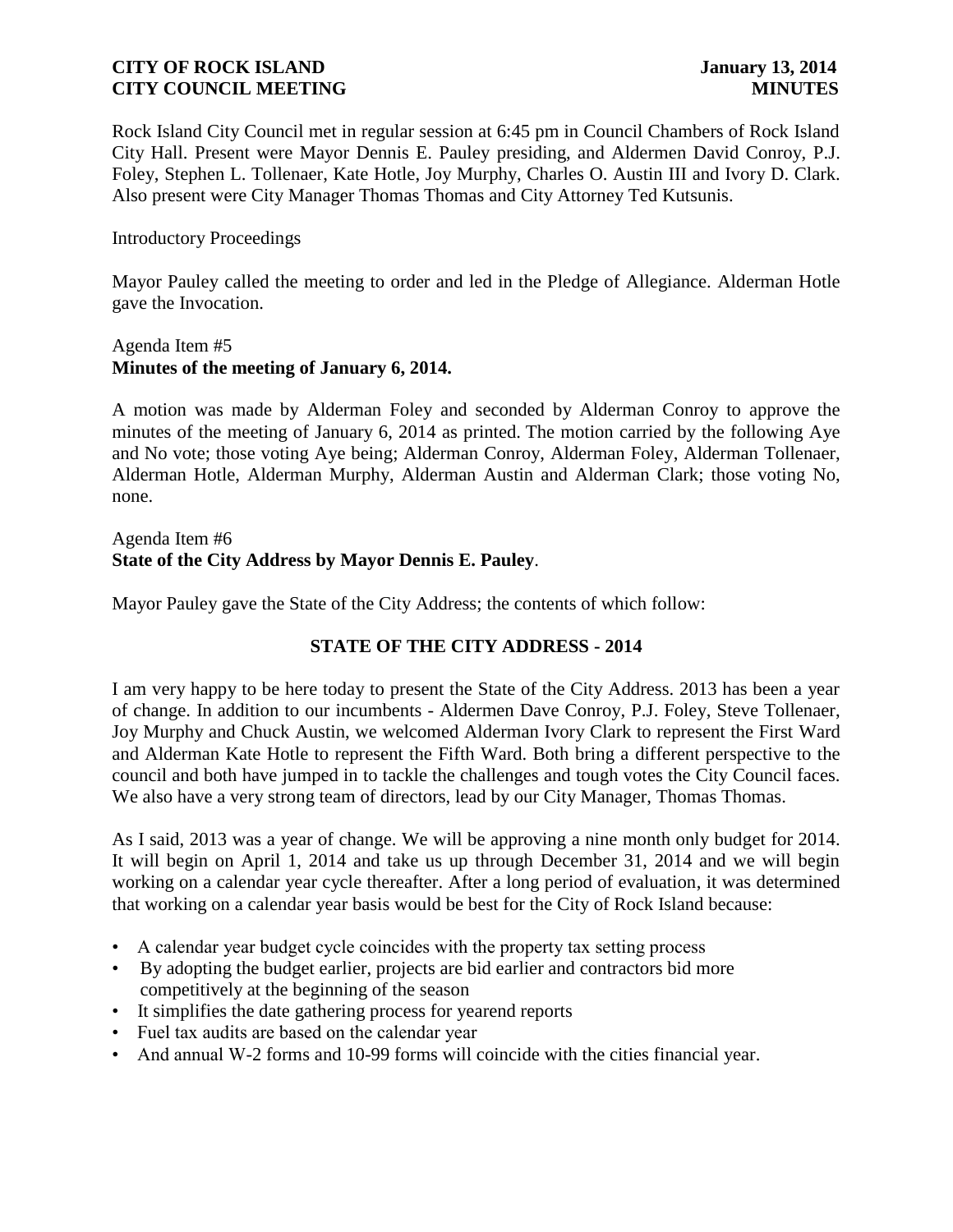Rock Island City Council met in regular session at 6:45 pm in Council Chambers of Rock Island City Hall. Present were Mayor Dennis E. Pauley presiding, and Aldermen David Conroy, P.J. Foley, Stephen L. Tollenaer, Kate Hotle, Joy Murphy, Charles O. Austin III and Ivory D. Clark. Also present were City Manager Thomas Thomas and City Attorney Ted Kutsunis.

Introductory Proceedings

Mayor Pauley called the meeting to order and led in the Pledge of Allegiance. Alderman Hotle gave the Invocation.

Agenda Item #5
**Minutes of the meeting of January 6, 2014.**

A motion was made by Alderman Foley and seconded by Alderman Conroy to approve the minutes of the meeting of January 6, 2014 as printed. The motion carried by the following Aye and No vote; those voting Aye being; Alderman Conroy, Alderman Foley, Alderman Tollenaer, Alderman Hotle, Alderman Murphy, Alderman Austin and Alderman Clark; those voting No, none.

Agenda Item #6
**State of the City Address by Mayor Dennis E. Pauley**.

Mayor Pauley gave the State of the City Address; the contents of which follow:

## STATE OF THE CITY ADDRESS - 2014

I am very happy to be here today to present the State of the City Address. 2013 has been a year of change. In addition to our incumbents - Aldermen Dave Conroy, P.J. Foley, Steve Tollenaer, Joy Murphy and Chuck Austin, we welcomed Alderman Ivory Clark to represent the First Ward and Alderman Kate Hotle to represent the Fifth Ward. Both bring a different perspective to the council and both have jumped in to tackle the challenges and tough votes the City Council faces. We also have a very strong team of directors, lead by our City Manager, Thomas Thomas.

As I said, 2013 was a year of change. We will be approving a nine month only budget for 2014. It will begin on April 1, 2014 and take us up through December 31, 2014 and we will begin working on a calendar year cycle thereafter. After a long period of evaluation, it was determined that working on a calendar year basis would be best for the City of Rock Island because:

- A calendar year budget cycle coincides with the property tax setting process
- By adopting the budget earlier, projects are bid earlier and contractors bid more competitively at the beginning of the season
- It simplifies the date gathering process for yearend reports
- Fuel tax audits are based on the calendar year
- And annual W-2 forms and 10-99 forms will coincide with the cities financial year.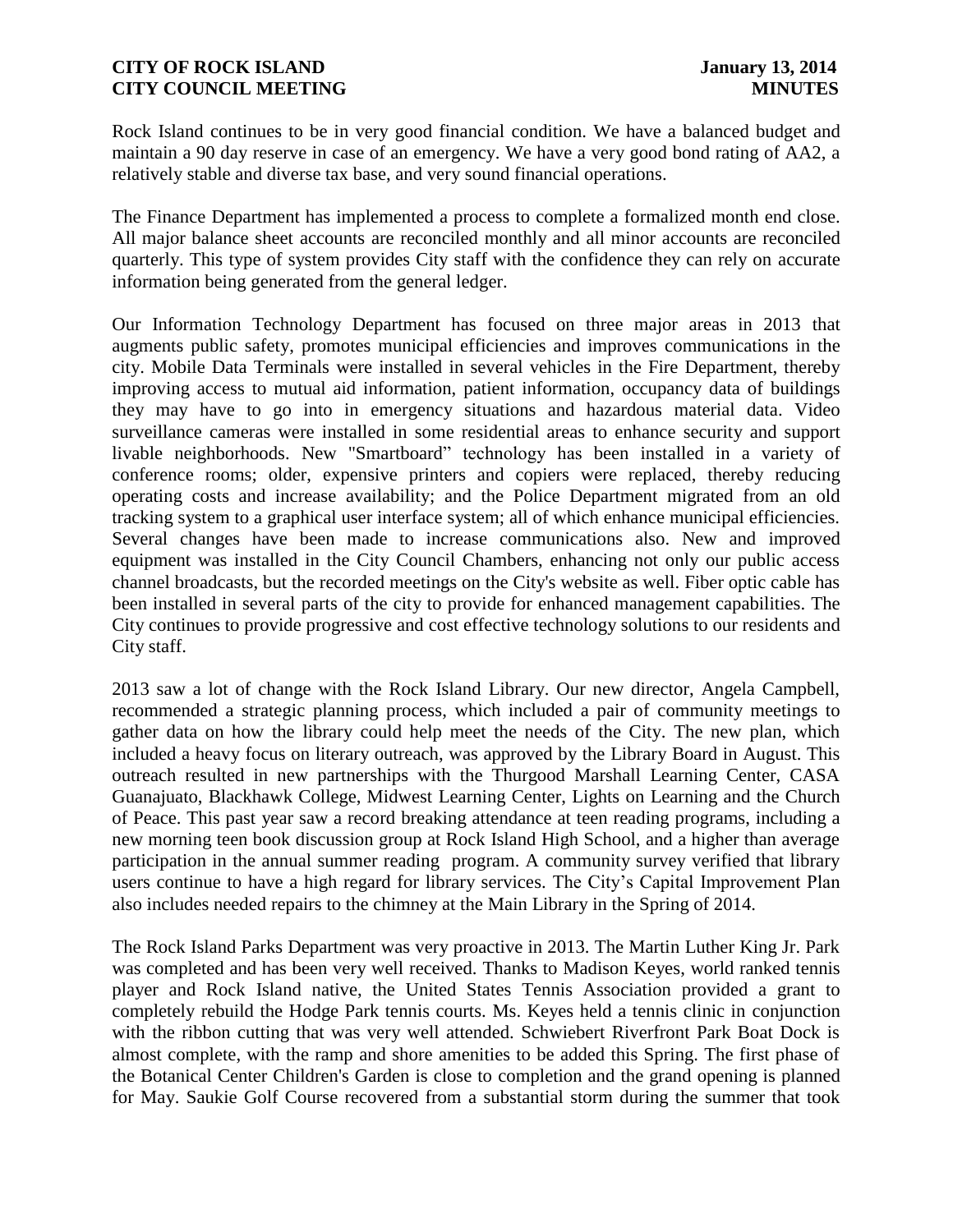Rock Island continues to be in very good financial condition. We have a balanced budget and maintain a 90 day reserve in case of an emergency. We have a very good bond rating of AA2, a relatively stable and diverse tax base, and very sound financial operations.

The Finance Department has implemented a process to complete a formalized month end close. All major balance sheet accounts are reconciled monthly and all minor accounts are reconciled quarterly. This type of system provides City staff with the confidence they can rely on accurate information being generated from the general ledger.

Our Information Technology Department has focused on three major areas in 2013 that augments public safety, promotes municipal efficiencies and improves communications in the city. Mobile Data Terminals were installed in several vehicles in the Fire Department, thereby improving access to mutual aid information, patient information, occupancy data of buildings they may have to go into in emergency situations and hazardous material data. Video surveillance cameras were installed in some residential areas to enhance security and support livable neighborhoods. New "Smartboard" technology has been installed in a variety of conference rooms; older, expensive printers and copiers were replaced, thereby reducing operating costs and increase availability; and the Police Department migrated from an old tracking system to a graphical user interface system; all of which enhance municipal efficiencies. Several changes have been made to increase communications also. New and improved equipment was installed in the City Council Chambers, enhancing not only our public access channel broadcasts, but the recorded meetings on the City's website as well. Fiber optic cable has been installed in several parts of the city to provide for enhanced management capabilities. The City continues to provide progressive and cost effective technology solutions to our residents and City staff.

2013 saw a lot of change with the Rock Island Library. Our new director, Angela Campbell, recommended a strategic planning process, which included a pair of community meetings to gather data on how the library could help meet the needs of the City. The new plan, which included a heavy focus on literary outreach, was approved by the Library Board in August. This outreach resulted in new partnerships with the Thurgood Marshall Learning Center, CASA Guanajuato, Blackhawk College, Midwest Learning Center, Lights on Learning and the Church of Peace. This past year saw a record breaking attendance at teen reading programs, including a new morning teen book discussion group at Rock Island High School, and a higher than average participation in the annual summer reading program. A community survey verified that library users continue to have a high regard for library services. The City's Capital Improvement Plan also includes needed repairs to the chimney at the Main Library in the Spring of 2014.

The Rock Island Parks Department was very proactive in 2013. The Martin Luther King Jr. Park was completed and has been very well received. Thanks to Madison Keyes, world ranked tennis player and Rock Island native, the United States Tennis Association provided a grant to completely rebuild the Hodge Park tennis courts. Ms. Keyes held a tennis clinic in conjunction with the ribbon cutting that was very well attended. Schwiebert Riverfront Park Boat Dock is almost complete, with the ramp and shore amenities to be added this Spring. The first phase of the Botanical Center Children's Garden is close to completion and the grand opening is planned for May. Saukie Golf Course recovered from a substantial storm during the summer that took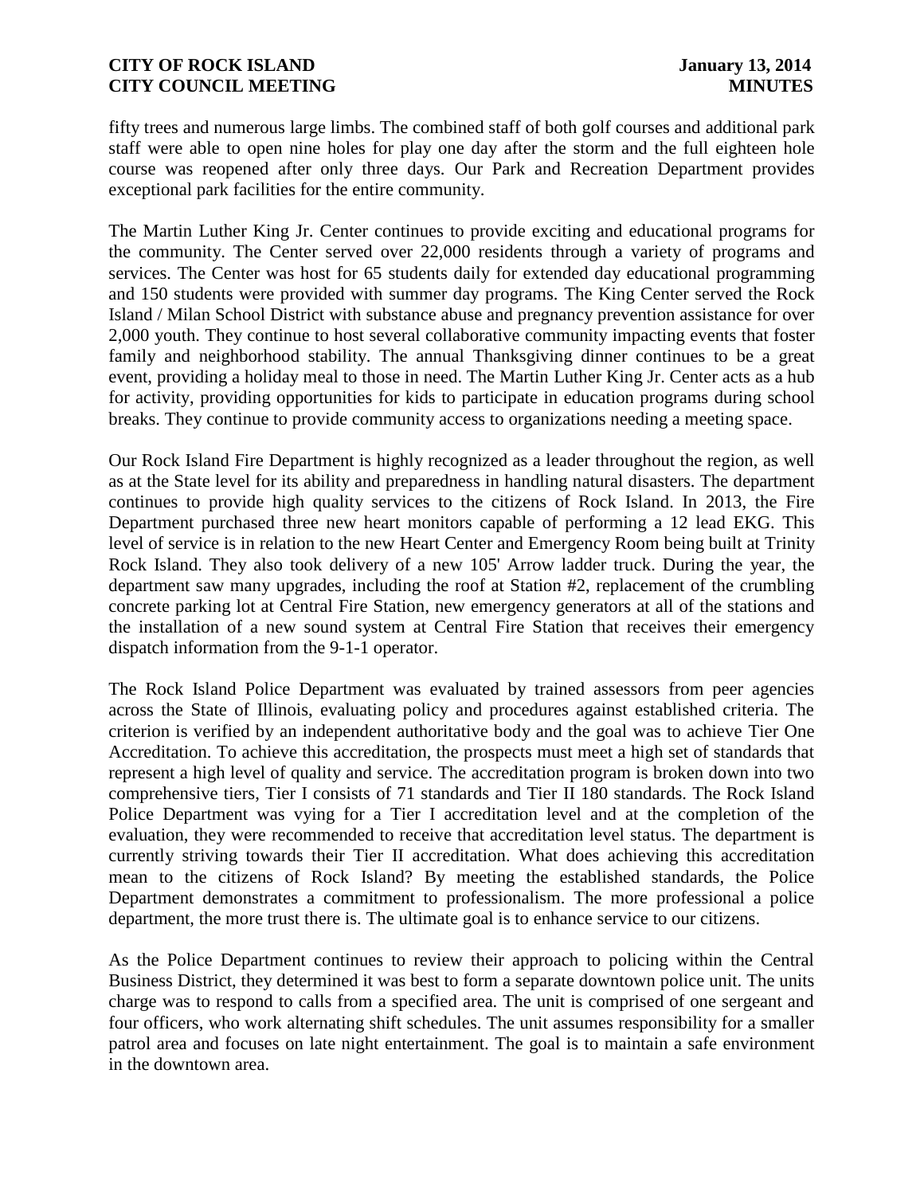fifty trees and numerous large limbs. The combined staff of both golf courses and additional park staff were able to open nine holes for play one day after the storm and the full eighteen hole course was reopened after only three days. Our Park and Recreation Department provides exceptional park facilities for the entire community.

The Martin Luther King Jr. Center continues to provide exciting and educational programs for the community. The Center served over 22,000 residents through a variety of programs and services. The Center was host for 65 students daily for extended day educational programming and 150 students were provided with summer day programs. The King Center served the Rock Island / Milan School District with substance abuse and pregnancy prevention assistance for over 2,000 youth. They continue to host several collaborative community impacting events that foster family and neighborhood stability. The annual Thanksgiving dinner continues to be a great event, providing a holiday meal to those in need. The Martin Luther King Jr. Center acts as a hub for activity, providing opportunities for kids to participate in education programs during school breaks. They continue to provide community access to organizations needing a meeting space.

Our Rock Island Fire Department is highly recognized as a leader throughout the region, as well as at the State level for its ability and preparedness in handling natural disasters. The department continues to provide high quality services to the citizens of Rock Island. In 2013, the Fire Department purchased three new heart monitors capable of performing a 12 lead EKG. This level of service is in relation to the new Heart Center and Emergency Room being built at Trinity Rock Island. They also took delivery of a new 105' Arrow ladder truck. During the year, the department saw many upgrades, including the roof at Station #2, replacement of the crumbling concrete parking lot at Central Fire Station, new emergency generators at all of the stations and the installation of a new sound system at Central Fire Station that receives their emergency dispatch information from the 9-1-1 operator.

The Rock Island Police Department was evaluated by trained assessors from peer agencies across the State of Illinois, evaluating policy and procedures against established criteria. The criterion is verified by an independent authoritative body and the goal was to achieve Tier One Accreditation. To achieve this accreditation, the prospects must meet a high set of standards that represent a high level of quality and service. The accreditation program is broken down into two comprehensive tiers, Tier I consists of 71 standards and Tier II 180 standards. The Rock Island Police Department was vying for a Tier I accreditation level and at the completion of the evaluation, they were recommended to receive that accreditation level status. The department is currently striving towards their Tier II accreditation. What does achieving this accreditation mean to the citizens of Rock Island? By meeting the established standards, the Police Department demonstrates a commitment to professionalism. The more professional a police department, the more trust there is. The ultimate goal is to enhance service to our citizens.

As the Police Department continues to review their approach to policing within the Central Business District, they determined it was best to form a separate downtown police unit. The units charge was to respond to calls from a specified area. The unit is comprised of one sergeant and four officers, who work alternating shift schedules. The unit assumes responsibility for a smaller patrol area and focuses on late night entertainment. The goal is to maintain a safe environment in the downtown area.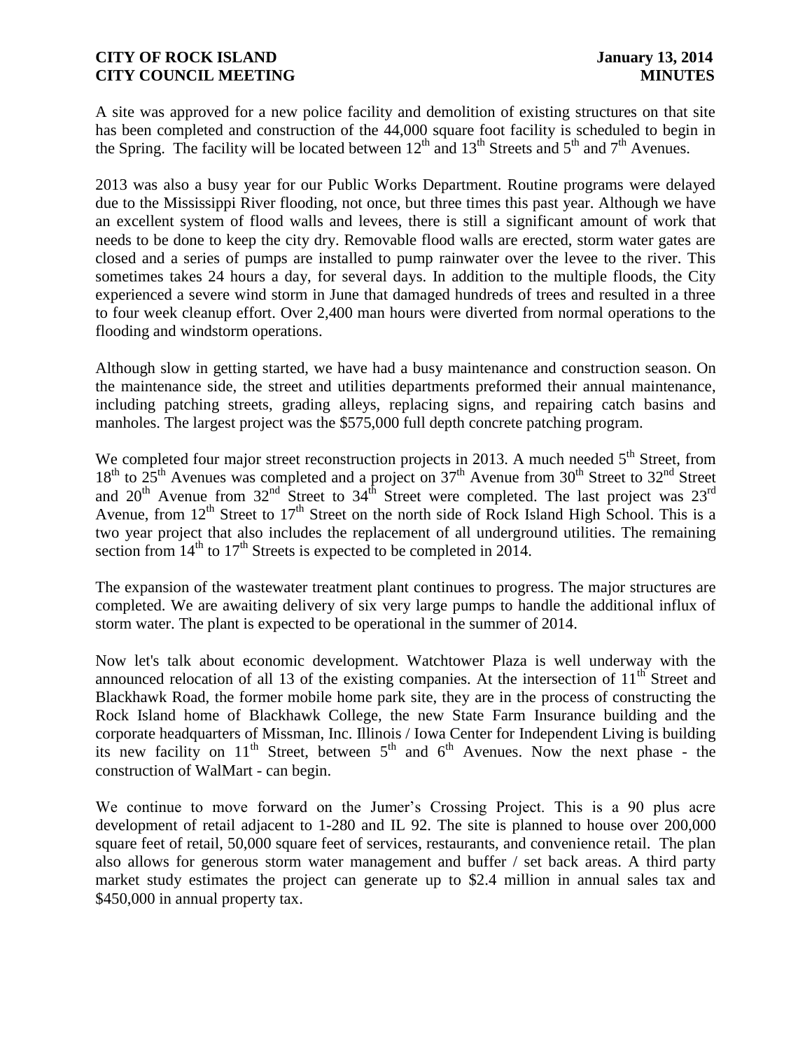A site was approved for a new police facility and demolition of existing structures on that site has been completed and construction of the 44,000 square foot facility is scheduled to begin in the Spring. The facility will be located between 12th and 13th Streets and 5th and 7th Avenues.

2013 was also a busy year for our Public Works Department. Routine programs were delayed due to the Mississippi River flooding, not once, but three times this past year. Although we have an excellent system of flood walls and levees, there is still a significant amount of work that needs to be done to keep the city dry. Removable flood walls are erected, storm water gates are closed and a series of pumps are installed to pump rainwater over the levee to the river. This sometimes takes 24 hours a day, for several days. In addition to the multiple floods, the City experienced a severe wind storm in June that damaged hundreds of trees and resulted in a three to four week cleanup effort. Over 2,400 man hours were diverted from normal operations to the flooding and windstorm operations.

Although slow in getting started, we have had a busy maintenance and construction season. On the maintenance side, the street and utilities departments preformed their annual maintenance, including patching streets, grading alleys, replacing signs, and repairing catch basins and manholes. The largest project was the $575,000 full depth concrete patching program.

We completed four major street reconstruction projects in 2013. A much needed 5th Street, from 18th to 25th Avenues was completed and a project on 37th Avenue from 30th Street to 32nd Street and 20th Avenue from 32nd Street to 34th Street were completed. The last project was 23rd Avenue, from 12th Street to 17th Street on the north side of Rock Island High School. This is a two year project that also includes the replacement of all underground utilities. The remaining section from 14th to 17th Streets is expected to be completed in 2014.

The expansion of the wastewater treatment plant continues to progress. The major structures are completed. We are awaiting delivery of six very large pumps to handle the additional influx of storm water. The plant is expected to be operational in the summer of 2014.

Now let's talk about economic development. Watchtower Plaza is well underway with the announced relocation of all 13 of the existing companies. At the intersection of 11th Street and Blackhawk Road, the former mobile home park site, they are in the process of constructing the Rock Island home of Blackhawk College, the new State Farm Insurance building and the corporate headquarters of Missman, Inc. Illinois / Iowa Center for Independent Living is building its new facility on 11th Street, between 5th and 6th Avenues. Now the next phase - the construction of WalMart - can begin.

We continue to move forward on the Jumer's Crossing Project. This is a 90 plus acre development of retail adjacent to 1-280 and IL 92. The site is planned to house over 200,000 square feet of retail, 50,000 square feet of services, restaurants, and convenience retail. The plan also allows for generous storm water management and buffer / set back areas. A third party market study estimates the project can generate up to $2.4 million in annual sales tax and $450,000 in annual property tax.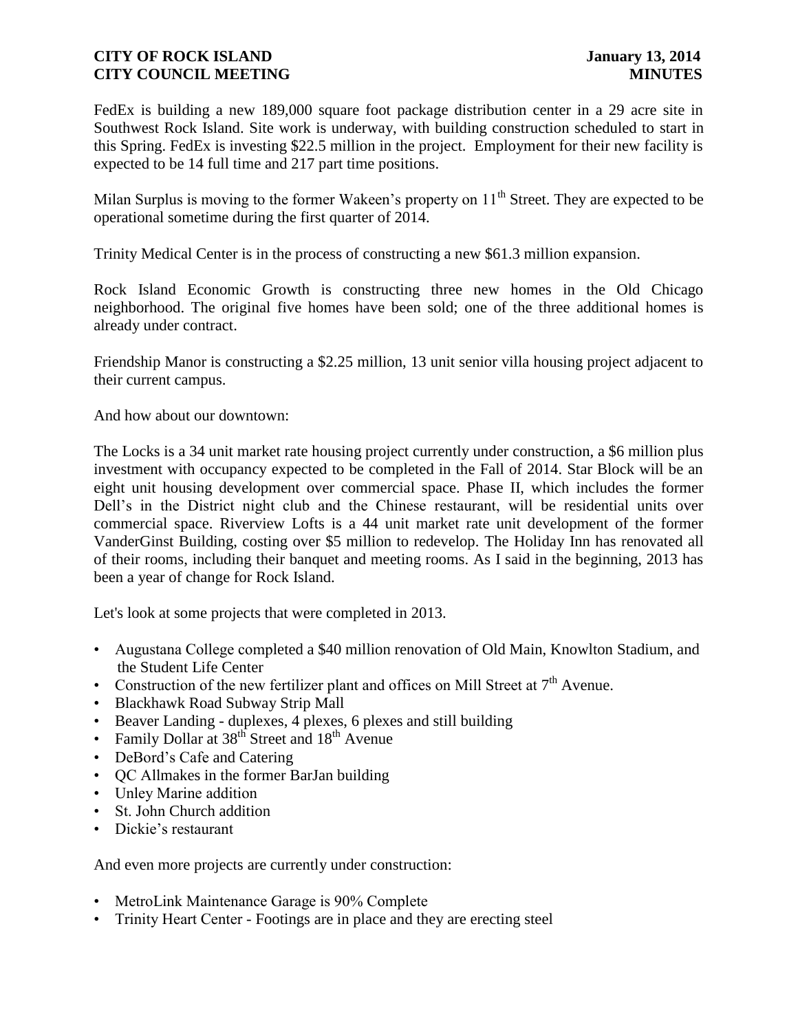FedEx is building a new 189,000 square foot package distribution center in a 29 acre site in Southwest Rock Island. Site work is underway, with building construction scheduled to start in this Spring. FedEx is investing $22.5 million in the project. Employment for their new facility is expected to be 14 full time and 217 part time positions.

Milan Surplus is moving to the former Wakeen's property on 11th Street. They are expected to be operational sometime during the first quarter of 2014.

Trinity Medical Center is in the process of constructing a new $61.3 million expansion.

Rock Island Economic Growth is constructing three new homes in the Old Chicago neighborhood. The original five homes have been sold; one of the three additional homes is already under contract.

Friendship Manor is constructing a $2.25 million, 13 unit senior villa housing project adjacent to their current campus.

And how about our downtown:

The Locks is a 34 unit market rate housing project currently under construction, a $6 million plus investment with occupancy expected to be completed in the Fall of 2014. Star Block will be an eight unit housing development over commercial space. Phase II, which includes the former Dell's in the District night club and the Chinese restaurant, will be residential units over commercial space. Riverview Lofts is a 44 unit market rate unit development of the former VanderGinst Building, costing over $5 million to redevelop. The Holiday Inn has renovated all of their rooms, including their banquet and meeting rooms. As I said in the beginning, 2013 has been a year of change for Rock Island.

Let's look at some projects that were completed in 2013.

- Augustana College completed a $40 million renovation of Old Main, Knowlton Stadium, and the Student Life Center
- Construction of the new fertilizer plant and offices on Mill Street at 7th Avenue.
- Blackhawk Road Subway Strip Mall
- Beaver Landing - duplexes, 4 plexes, 6 plexes and still building
- Family Dollar at 38th Street and 18th Avenue
- DeBord's Cafe and Catering
- QC Allmakes in the former BarJan building
- Unley Marine addition
- St. John Church addition
- Dickie's restaurant

And even more projects are currently under construction:

- MetroLink Maintenance Garage is 90% Complete
- Trinity Heart Center - Footings are in place and they are erecting steel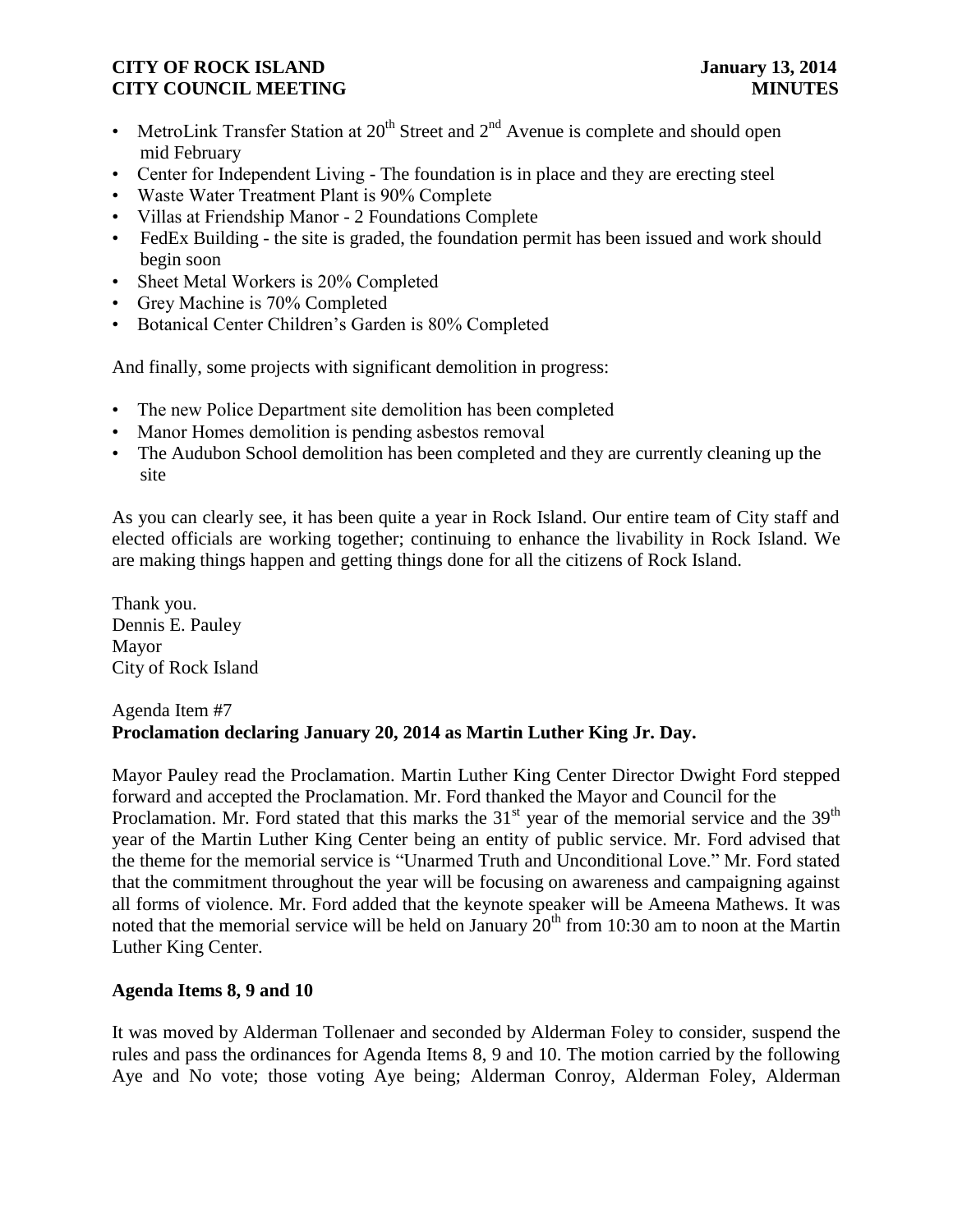- MetroLink Transfer Station at 20th Street and 2nd Avenue is complete and should open mid February
- Center for Independent Living - The foundation is in place and they are erecting steel
- Waste Water Treatment Plant is 90% Complete
- Villas at Friendship Manor - 2 Foundations Complete
- FedEx Building - the site is graded, the foundation permit has been issued and work should begin soon
- Sheet Metal Workers is 20% Completed
- Grey Machine is 70% Completed
- Botanical Center Children's Garden is 80% Completed

And finally, some projects with significant demolition in progress:

- The new Police Department site demolition has been completed
- Manor Homes demolition is pending asbestos removal
- The Audubon School demolition has been completed and they are currently cleaning up the site

As you can clearly see, it has been quite a year in Rock Island. Our entire team of City staff and elected officials are working together; continuing to enhance the livability in Rock Island. We are making things happen and getting things done for all the citizens of Rock Island.

Thank you.
Dennis E. Pauley
Mayor
City of Rock Island

Agenda Item #7
**Proclamation declaring January 20, 2014 as Martin Luther King Jr. Day.**

Mayor Pauley read the Proclamation. Martin Luther King Center Director Dwight Ford stepped forward and accepted the Proclamation. Mr. Ford thanked the Mayor and Council for the Proclamation. Mr. Ford stated that this marks the 31st year of the memorial service and the 39th year of the Martin Luther King Center being an entity of public service. Mr. Ford advised that the theme for the memorial service is "Unarmed Truth and Unconditional Love." Mr. Ford stated that the commitment throughout the year will be focusing on awareness and campaigning against all forms of violence. Mr. Ford added that the keynote speaker will be Ameena Mathews. It was noted that the memorial service will be held on January 20th from 10:30 am to noon at the Martin Luther King Center.

**Agenda Items 8, 9 and 10**

It was moved by Alderman Tollenaer and seconded by Alderman Foley to consider, suspend the rules and pass the ordinances for Agenda Items 8, 9 and 10. The motion carried by the following Aye and No vote; those voting Aye being; Alderman Conroy, Alderman Foley, Alderman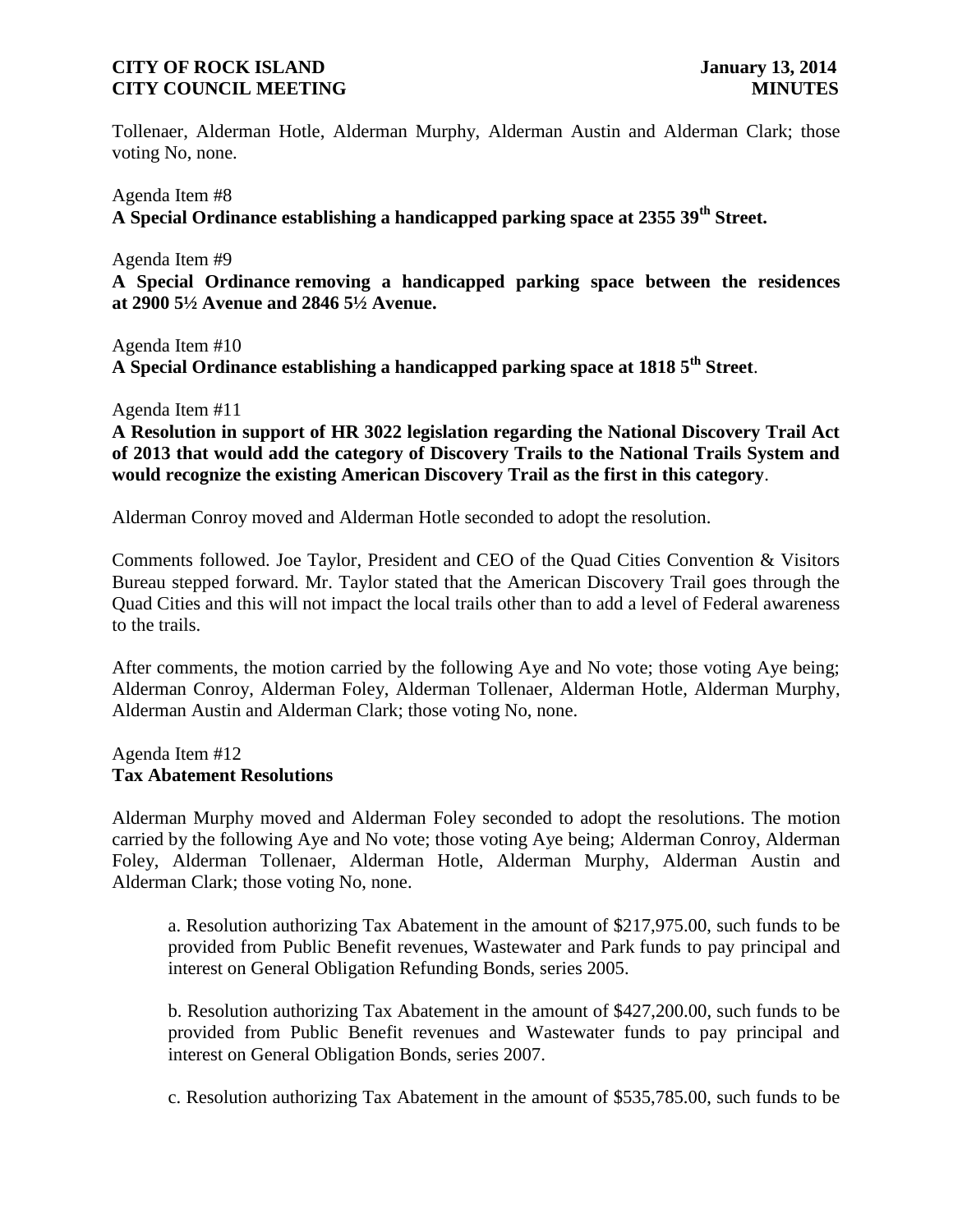Tollenaer, Alderman Hotle, Alderman Murphy, Alderman Austin and Alderman Clark; those voting No, none.

Agenda Item #8
**A Special Ordinance establishing a handicapped parking space at 2355 39th Street.**

Agenda Item #9
**A Special Ordinance removing a handicapped parking space between the residences at 2900 5½ Avenue and 2846 5½ Avenue.**

Agenda Item #10
**A Special Ordinance establishing a handicapped parking space at 1818 5th Street**.

Agenda Item #11
**A Resolution in support of HR 3022 legislation regarding the National Discovery Trail Act of 2013 that would add the category of Discovery Trails to the National Trails System and would recognize the existing American Discovery Trail as the first in this category**.

Alderman Conroy moved and Alderman Hotle seconded to adopt the resolution.

Comments followed. Joe Taylor, President and CEO of the Quad Cities Convention & Visitors Bureau stepped forward. Mr. Taylor stated that the American Discovery Trail goes through the Quad Cities and this will not impact the local trails other than to add a level of Federal awareness to the trails.

After comments, the motion carried by the following Aye and No vote; those voting Aye being; Alderman Conroy, Alderman Foley, Alderman Tollenaer, Alderman Hotle, Alderman Murphy, Alderman Austin and Alderman Clark; those voting No, none.

Agenda Item #12
**Tax Abatement Resolutions**

Alderman Murphy moved and Alderman Foley seconded to adopt the resolutions. The motion carried by the following Aye and No vote; those voting Aye being; Alderman Conroy, Alderman Foley, Alderman Tollenaer, Alderman Hotle, Alderman Murphy, Alderman Austin and Alderman Clark; those voting No, none.

a. Resolution authorizing Tax Abatement in the amount of $217,975.00, such funds to be provided from Public Benefit revenues, Wastewater and Park funds to pay principal and interest on General Obligation Refunding Bonds, series 2005.

b. Resolution authorizing Tax Abatement in the amount of $427,200.00, such funds to be provided from Public Benefit revenues and Wastewater funds to pay principal and interest on General Obligation Bonds, series 2007.

c. Resolution authorizing Tax Abatement in the amount of $535,785.00, such funds to be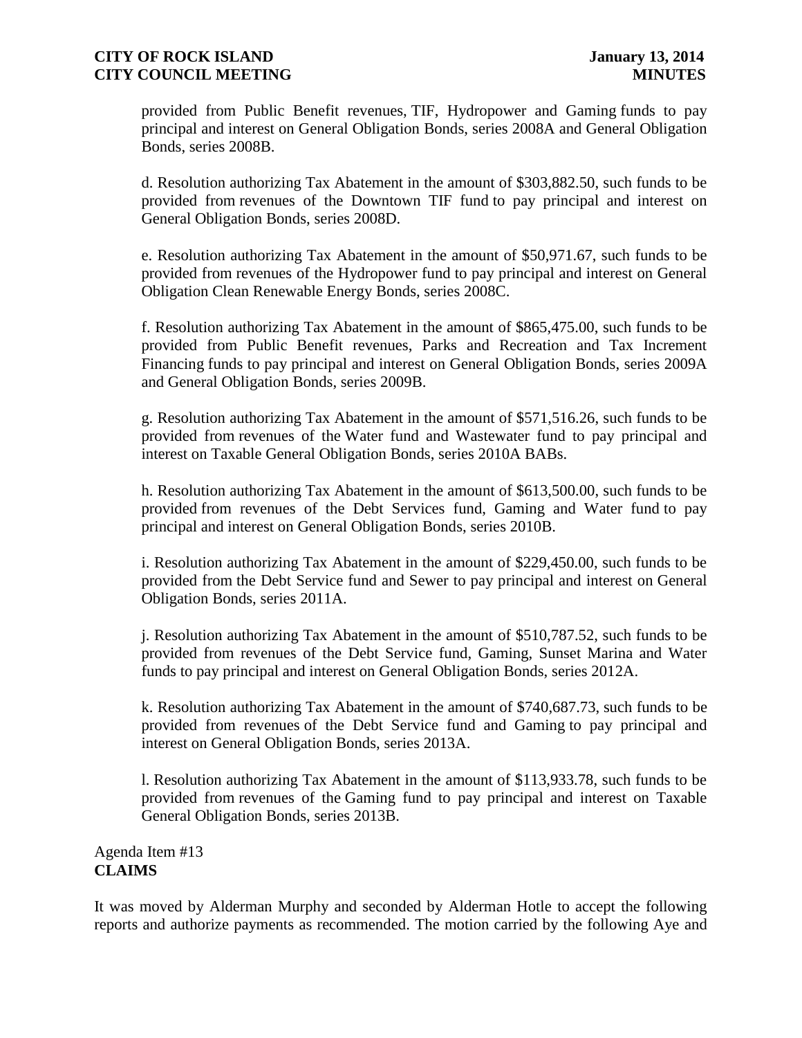provided from Public Benefit revenues, TIF, Hydropower and Gaming funds to pay principal and interest on General Obligation Bonds, series 2008A and General Obligation Bonds, series 2008B.

d. Resolution authorizing Tax Abatement in the amount of $303,882.50, such funds to be provided from revenues of the Downtown TIF fund to pay principal and interest on General Obligation Bonds, series 2008D.

e. Resolution authorizing Tax Abatement in the amount of $50,971.67, such funds to be provided from revenues of the Hydropower fund to pay principal and interest on General Obligation Clean Renewable Energy Bonds, series 2008C.

f. Resolution authorizing Tax Abatement in the amount of $865,475.00, such funds to be provided from Public Benefit revenues, Parks and Recreation and Tax Increment Financing funds to pay principal and interest on General Obligation Bonds, series 2009A and General Obligation Bonds, series 2009B.

g. Resolution authorizing Tax Abatement in the amount of $571,516.26, such funds to be provided from revenues of the Water fund and Wastewater fund to pay principal and interest on Taxable General Obligation Bonds, series 2010A BABs.

h. Resolution authorizing Tax Abatement in the amount of $613,500.00, such funds to be provided from revenues of the Debt Services fund, Gaming and Water fund to pay principal and interest on General Obligation Bonds, series 2010B.

i. Resolution authorizing Tax Abatement in the amount of $229,450.00, such funds to be provided from the Debt Service fund and Sewer to pay principal and interest on General Obligation Bonds, series 2011A.

j. Resolution authorizing Tax Abatement in the amount of $510,787.52, such funds to be provided from revenues of the Debt Service fund, Gaming, Sunset Marina and Water funds to pay principal and interest on General Obligation Bonds, series 2012A.

k. Resolution authorizing Tax Abatement in the amount of $740,687.73, such funds to be provided from revenues of the Debt Service fund and Gaming to pay principal and interest on General Obligation Bonds, series 2013A.

l. Resolution authorizing Tax Abatement in the amount of $113,933.78, such funds to be provided from revenues of the Gaming fund to pay principal and interest on Taxable General Obligation Bonds, series 2013B.

Agenda Item #13
**CLAIMS**

It was moved by Alderman Murphy and seconded by Alderman Hotle to accept the following reports and authorize payments as recommended. The motion carried by the following Aye and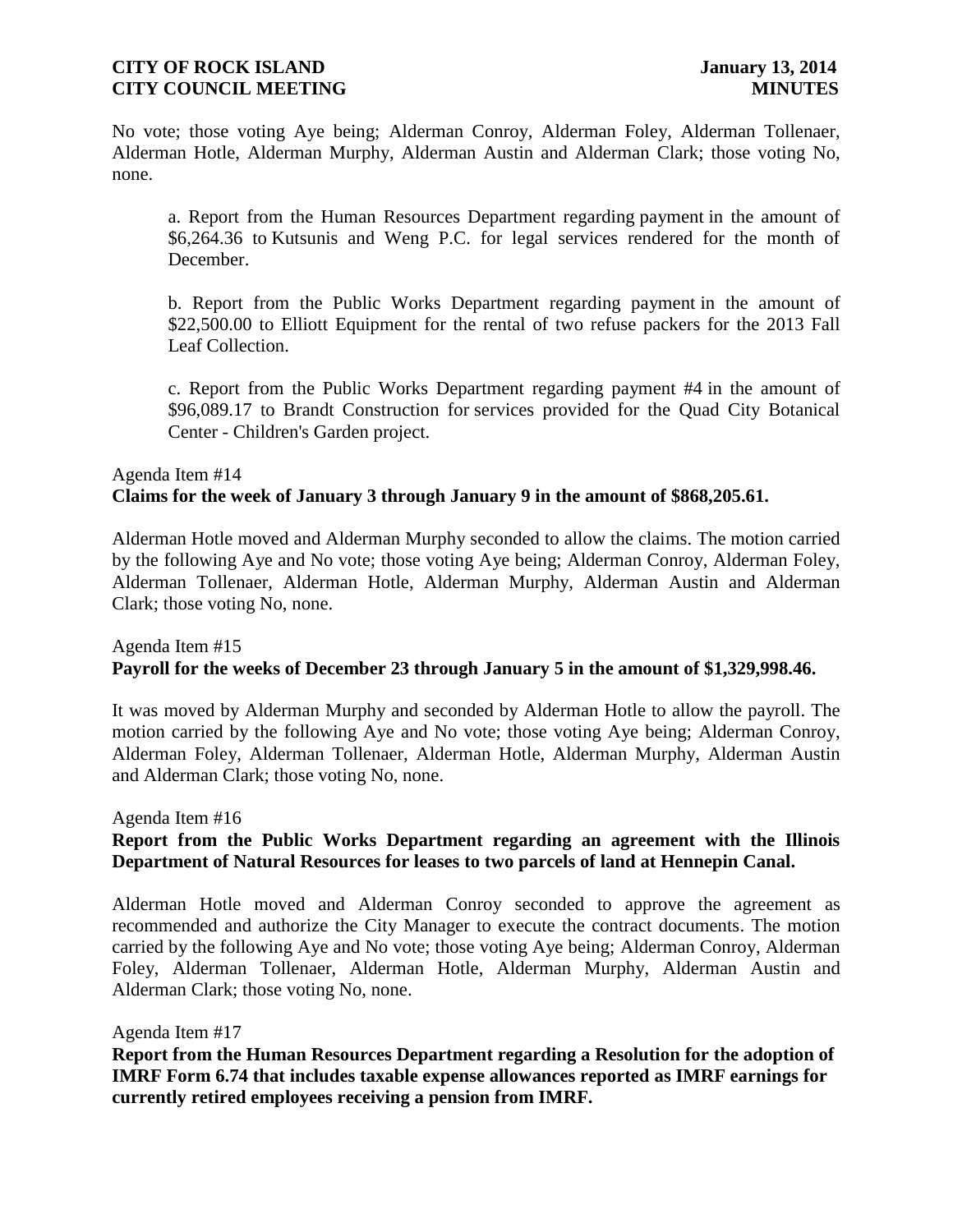No vote; those voting Aye being; Alderman Conroy, Alderman Foley, Alderman Tollenaer, Alderman Hotle, Alderman Murphy, Alderman Austin and Alderman Clark; those voting No, none.

a. Report from the Human Resources Department regarding payment in the amount of $6,264.36 to Kutsunis and Weng P.C. for legal services rendered for the month of December.

b. Report from the Public Works Department regarding payment in the amount of $22,500.00 to Elliott Equipment for the rental of two refuse packers for the 2013 Fall Leaf Collection.

c. Report from the Public Works Department regarding payment #4 in the amount of $96,089.17 to Brandt Construction for services provided for the Quad City Botanical Center - Children's Garden project.

Agenda Item #14
**Claims for the week of January 3 through January 9 in the amount of $868,205.61.**

Alderman Hotle moved and Alderman Murphy seconded to allow the claims. The motion carried by the following Aye and No vote; those voting Aye being; Alderman Conroy, Alderman Foley, Alderman Tollenaer, Alderman Hotle, Alderman Murphy, Alderman Austin and Alderman Clark; those voting No, none.

Agenda Item #15
**Payroll for the weeks of December 23 through January 5 in the amount of $1,329,998.46.**

It was moved by Alderman Murphy and seconded by Alderman Hotle to allow the payroll. The motion carried by the following Aye and No vote; those voting Aye being; Alderman Conroy, Alderman Foley, Alderman Tollenaer, Alderman Hotle, Alderman Murphy, Alderman Austin and Alderman Clark; those voting No, none.

Agenda Item #16
**Report from the Public Works Department regarding an agreement with the Illinois Department of Natural Resources for leases to two parcels of land at Hennepin Canal.**

Alderman Hotle moved and Alderman Conroy seconded to approve the agreement as recommended and authorize the City Manager to execute the contract documents. The motion carried by the following Aye and No vote; those voting Aye being; Alderman Conroy, Alderman Foley, Alderman Tollenaer, Alderman Hotle, Alderman Murphy, Alderman Austin and Alderman Clark; those voting No, none.

Agenda Item #17
**Report from the Human Resources Department regarding a Resolution for the adoption of IMRF Form 6.74 that includes taxable expense allowances reported as IMRF earnings for currently retired employees receiving a pension from IMRF.**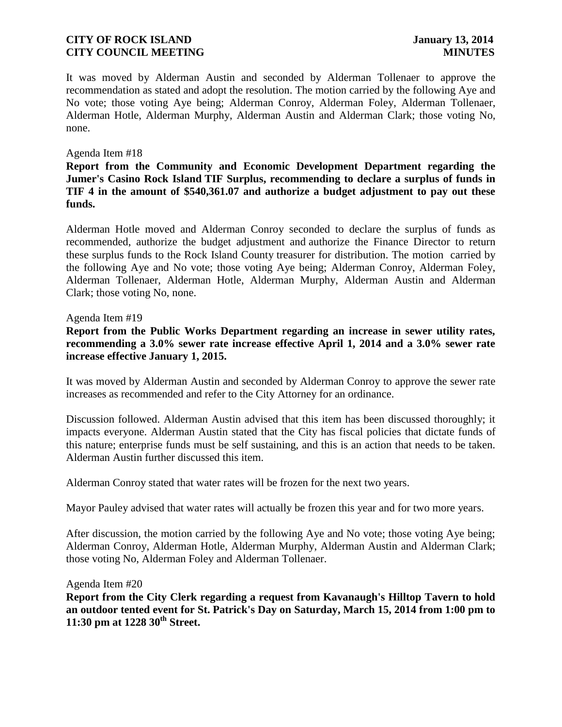It was moved by Alderman Austin and seconded by Alderman Tollenaer to approve the recommendation as stated and adopt the resolution. The motion carried by the following Aye and No vote; those voting Aye being; Alderman Conroy, Alderman Foley, Alderman Tollenaer, Alderman Hotle, Alderman Murphy, Alderman Austin and Alderman Clark; those voting No, none.

Agenda Item #18

**Report from the Community and Economic Development Department regarding the Jumer's Casino Rock Island TIF Surplus, recommending to declare a surplus of funds in TIF 4 in the amount of $540,361.07 and authorize a budget adjustment to pay out these funds.**

Alderman Hotle moved and Alderman Conroy seconded to declare the surplus of funds as recommended, authorize the budget adjustment and authorize the Finance Director to return these surplus funds to the Rock Island County treasurer for distribution. The motion carried by the following Aye and No vote; those voting Aye being; Alderman Conroy, Alderman Foley, Alderman Tollenaer, Alderman Hotle, Alderman Murphy, Alderman Austin and Alderman Clark; those voting No, none.

Agenda Item #19

**Report from the Public Works Department regarding an increase in sewer utility rates, recommending a 3.0% sewer rate increase effective April 1, 2014 and a 3.0% sewer rate increase effective January 1, 2015.**

It was moved by Alderman Austin and seconded by Alderman Conroy to approve the sewer rate increases as recommended and refer to the City Attorney for an ordinance.

Discussion followed. Alderman Austin advised that this item has been discussed thoroughly; it impacts everyone. Alderman Austin stated that the City has fiscal policies that dictate funds of this nature; enterprise funds must be self sustaining, and this is an action that needs to be taken. Alderman Austin further discussed this item.

Alderman Conroy stated that water rates will be frozen for the next two years.

Mayor Pauley advised that water rates will actually be frozen this year and for two more years.

After discussion, the motion carried by the following Aye and No vote; those voting Aye being; Alderman Conroy, Alderman Hotle, Alderman Murphy, Alderman Austin and Alderman Clark; those voting No, Alderman Foley and Alderman Tollenaer.

Agenda Item #20

**Report from the City Clerk regarding a request from Kavanaugh's Hilltop Tavern to hold an outdoor tented event for St. Patrick's Day on Saturday, March 15, 2014 from 1:00 pm to 11:30 pm at 1228 30th Street.**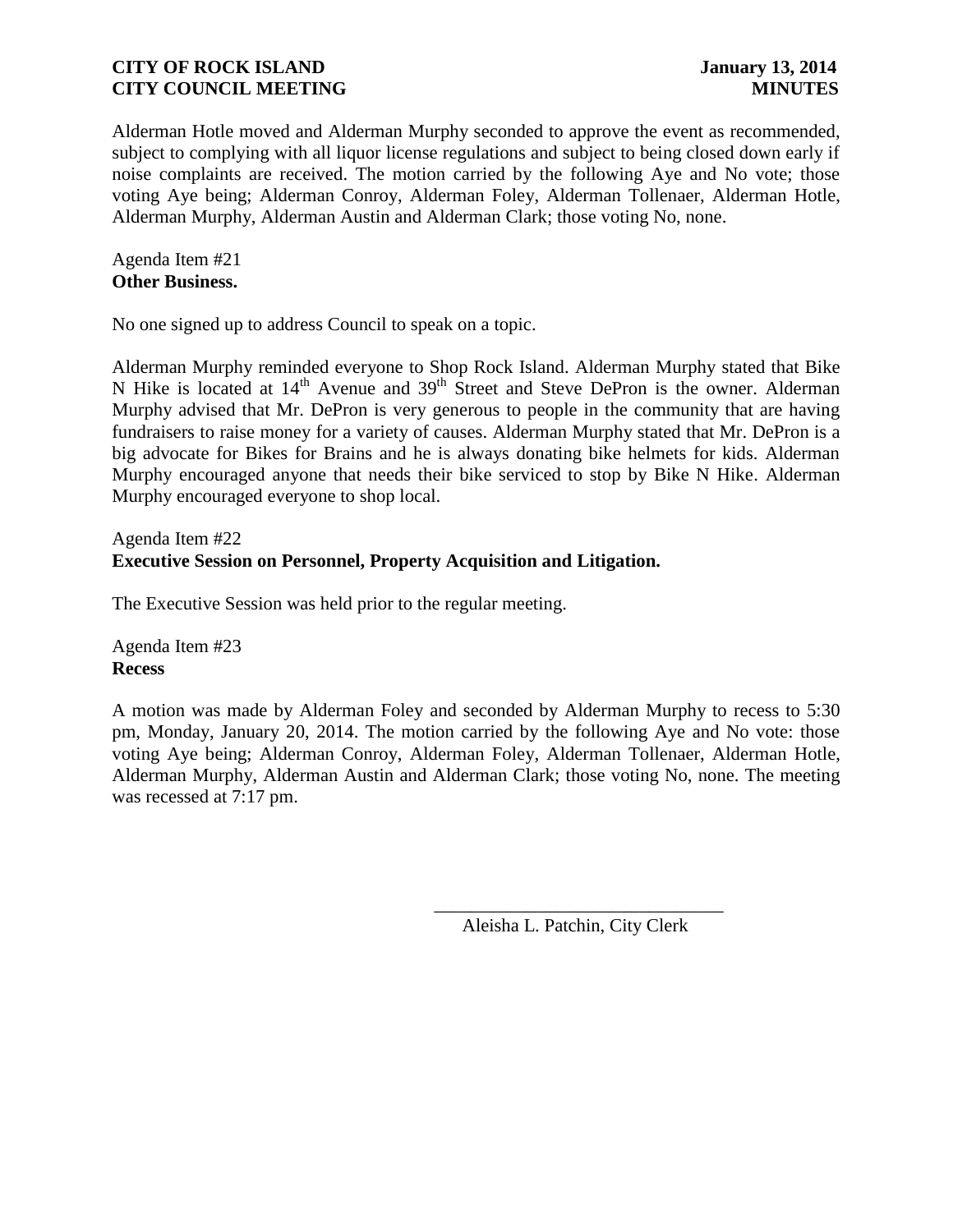Alderman Hotle moved and Alderman Murphy seconded to approve the event as recommended, subject to complying with all liquor license regulations and subject to being closed down early if noise complaints are received. The motion carried by the following Aye and No vote; those voting Aye being; Alderman Conroy, Alderman Foley, Alderman Tollenaer, Alderman Hotle, Alderman Murphy, Alderman Austin and Alderman Clark; those voting No, none.

Agenda Item #21
**Other Business.**

No one signed up to address Council to speak on a topic.

Alderman Murphy reminded everyone to Shop Rock Island. Alderman Murphy stated that Bike N Hike is located at 14th Avenue and 39th Street and Steve DePron is the owner. Alderman Murphy advised that Mr. DePron is very generous to people in the community that are having fundraisers to raise money for a variety of causes. Alderman Murphy stated that Mr. DePron is a big advocate for Bikes for Brains and he is always donating bike helmets for kids. Alderman Murphy encouraged anyone that needs their bike serviced to stop by Bike N Hike. Alderman Murphy encouraged everyone to shop local.

Agenda Item #22
**Executive Session on Personnel, Property Acquisition and Litigation.**

The Executive Session was held prior to the regular meeting.

Agenda Item #23
**Recess**

A motion was made by Alderman Foley and seconded by Alderman Murphy to recess to 5:30 pm, Monday, January 20, 2014. The motion carried by the following Aye and No vote: those voting Aye being; Alderman Conroy, Alderman Foley, Alderman Tollenaer, Alderman Hotle, Alderman Murphy, Alderman Austin and Alderman Clark; those voting No, none. The meeting was recessed at 7:17 pm.

\_\_\_\_\_\_\_\_\_\_\_\_\_\_\_\_\_\_\_\_\_\_\_\_\_\_\_\_\_\_\_\_\_\_

Aleisha L. Patchin, City Clerk